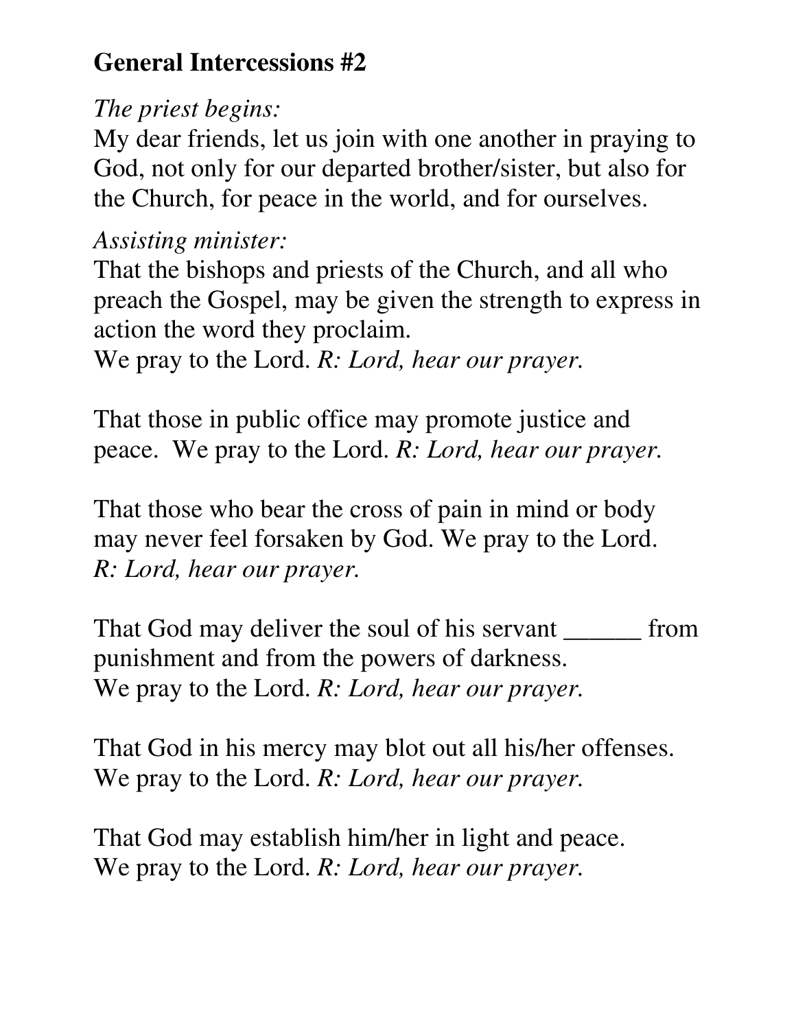**General Intercessions #2**

*The priest begins:*
My dear friends, let us join with one another in praying to God, not only for our departed brother/sister, but also for the Church, for peace in the world, and for ourselves.

*Assisting minister:*
That the bishops and priests of the Church, and all who preach the Gospel, may be given the strength to express in action the word they proclaim.
We pray to the Lord. *R: Lord, hear our prayer.*

That those in public office may promote justice and peace. We pray to the Lord. *R: Lord, hear our prayer.*

That those who bear the cross of pain in mind or body may never feel forsaken by God. We pray to the Lord.
*R: Lord, hear our prayer.*

That God may deliver the soul of his servant ______ from punishment and from the powers of darkness.
We pray to the Lord. *R: Lord, hear our prayer.*

That God in his mercy may blot out all his/her offenses.
We pray to the Lord. *R: Lord, hear our prayer.*

That God may establish him/her in light and peace.
We pray to the Lord. *R: Lord, hear our prayer.*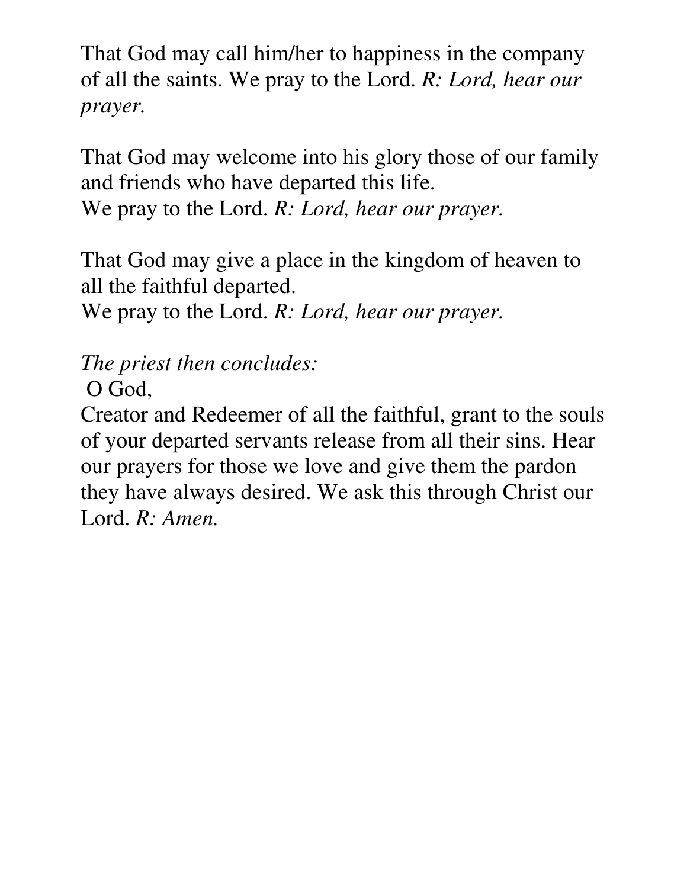That God may call him/her to happiness in the company of all the saints. We pray to the Lord. *R: Lord, hear our prayer.*

That God may welcome into his glory those of our family and friends who have departed this life.
We pray to the Lord. *R: Lord, hear our prayer.*

That God may give a place in the kingdom of heaven to all the faithful departed.
We pray to the Lord. *R: Lord, hear our prayer.*

*The priest then concludes:*
O God,
Creator and Redeemer of all the faithful, grant to the souls of your departed servants release from all their sins. Hear our prayers for those we love and give them the pardon they have always desired. We ask this through Christ our Lord. *R: Amen.*